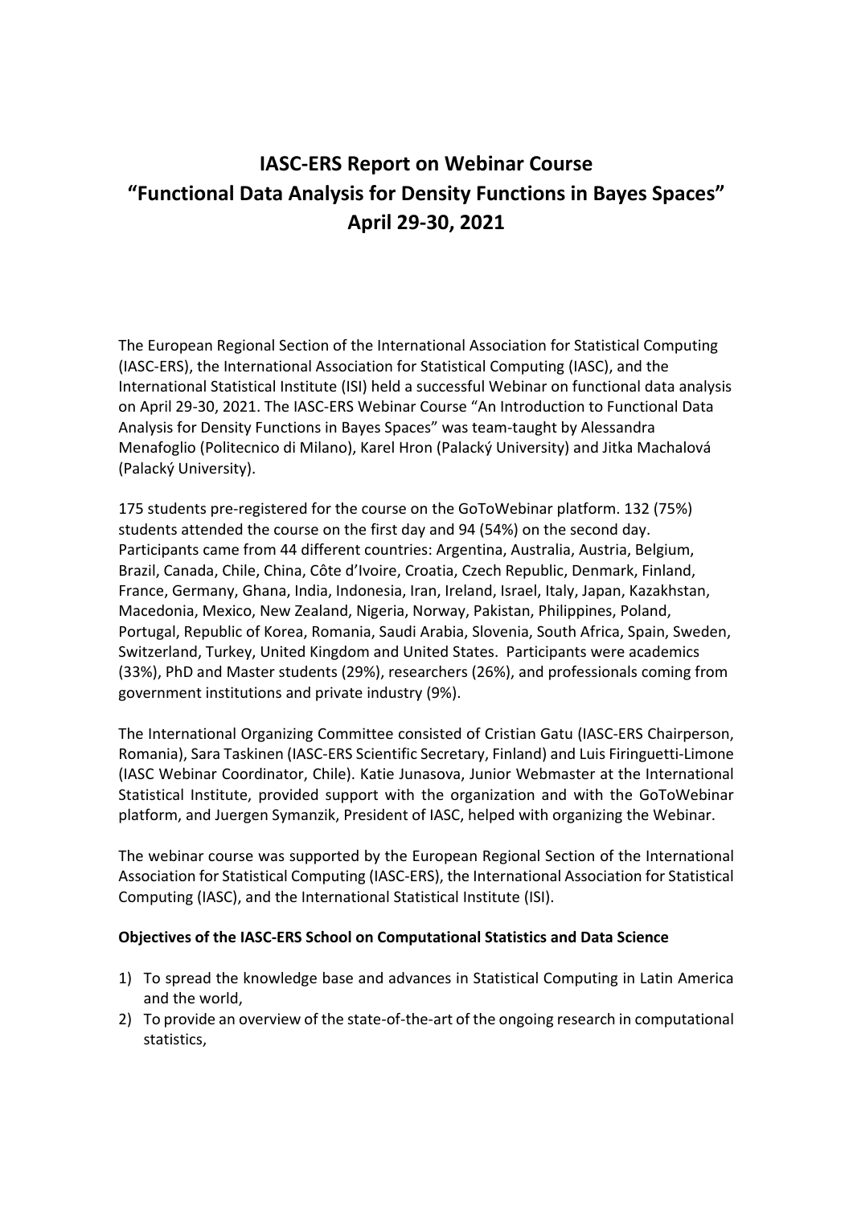# IASC-ERS Report on Webinar Course "Functional Data Analysis for Density Functions in Bayes Spaces" April 29-30, 2021

The European Regional Section of the International Association for Statistical Computing (IASC-ERS), the International Association for Statistical Computing (IASC), and the International Statistical Institute (ISI) held a successful Webinar on functional data analysis on April 29-30, 2021. The IASC-ERS Webinar Course "An Introduction to Functional Data Analysis for Density Functions in Bayes Spaces" was team-taught by Alessandra Menafoglio (Politecnico di Milano), Karel Hron (Palacký University) and Jitka Machalová (Palacký University).

175 students pre-registered for the course on the GoToWebinar platform. 132 (75%) students attended the course on the first day and 94 (54%) on the second day. Participants came from 44 different countries: Argentina, Australia, Austria, Belgium, Brazil, Canada, Chile, China, Côte d'Ivoire, Croatia, Czech Republic, Denmark, Finland, France, Germany, Ghana, India, Indonesia, Iran, Ireland, Israel, Italy, Japan, Kazakhstan, Macedonia, Mexico, New Zealand, Nigeria, Norway, Pakistan, Philippines, Poland, Portugal, Republic of Korea, Romania, Saudi Arabia, Slovenia, South Africa, Spain, Sweden, Switzerland, Turkey, United Kingdom and United States. Participants were academics (33%), PhD and Master students (29%), researchers (26%), and professionals coming from government institutions and private industry (9%).

The International Organizing Committee consisted of Cristian Gatu (IASC-ERS Chairperson, Romania), Sara Taskinen (IASC-ERS Scientific Secretary, Finland) and Luis Firinguetti-Limone (IASC Webinar Coordinator, Chile). Katie Junasova, Junior Webmaster at the International Statistical Institute, provided support with the organization and with the GoToWebinar platform, and Juergen Symanzik, President of IASC, helped with organizing the Webinar.

The webinar course was supported by the European Regional Section of the International Association for Statistical Computing (IASC-ERS), the International Association for Statistical Computing (IASC), and the International Statistical Institute (ISI).

**Objectives of the IASC-ERS School on Computational Statistics and Data Science**

1) To spread the knowledge base and advances in Statistical Computing in Latin America and the world,
2) To provide an overview of the state-of-the-art of the ongoing research in computational statistics,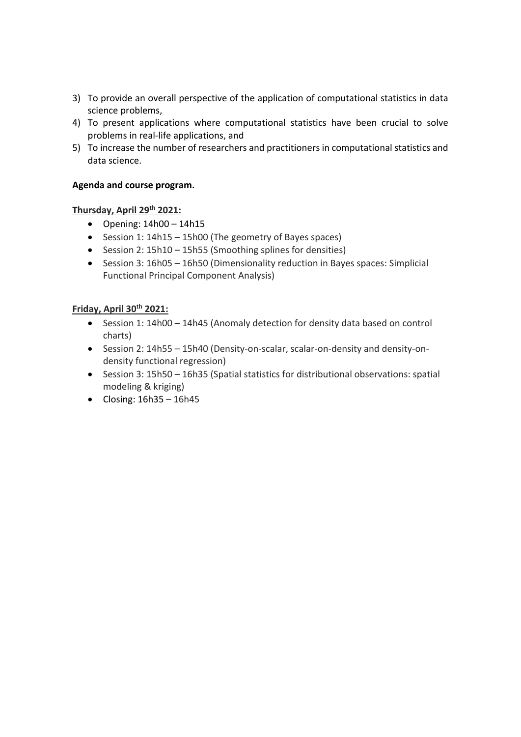3) To provide an overall perspective of the application of computational statistics in data science problems,
4) To present applications where computational statistics have been crucial to solve problems in real-life applications, and
5) To increase the number of researchers and practitioners in computational statistics and data science.

**Agenda and course program.**

**Thursday, April 29th 2021:**

- Opening: 14h00 – 14h15
- Session 1: 14h15 – 15h00 (The geometry of Bayes spaces)
- Session 2: 15h10 – 15h55 (Smoothing splines for densities)
- Session 3: 16h05 – 16h50 (Dimensionality reduction in Bayes spaces: Simplicial Functional Principal Component Analysis)

**Friday, April 30th 2021:**

- Session 1: 14h00 – 14h45 (Anomaly detection for density data based on control charts)
- Session 2: 14h55 – 15h40 (Density-on-scalar, scalar-on-density and density-on-density functional regression)
- Session 3: 15h50 – 16h35 (Spatial statistics for distributional observations: spatial modeling & kriging)
- Closing: 16h35 – 16h45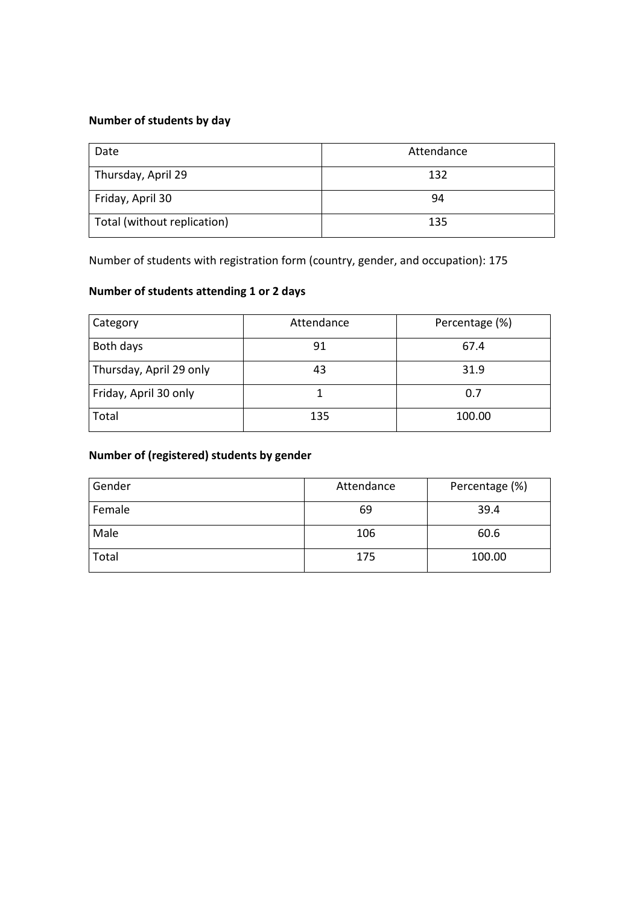**Number of students by day**

| Date | Attendance |
|---|---|
| Thursday, April 29 | 132 |
| Friday, April 30 | 94 |
| Total (without replication) | 135 |

Number of students with registration form (country, gender, and occupation): 175

**Number of students attending 1 or 2 days**

| Category | Attendance | Percentage (%) |
|---|---|---|
| Both days | 91 | 67.4 |
| Thursday, April 29 only | 43 | 31.9 |
| Friday, April 30 only | 1 | 0.7 |
| Total | 135 | 100.00 |

**Number of (registered) students by gender**

| Gender | Attendance | Percentage (%) |
|---|---|---|
| Female | 69 | 39.4 |
| Male | 106 | 60.6 |
| Total | 175 | 100.00 |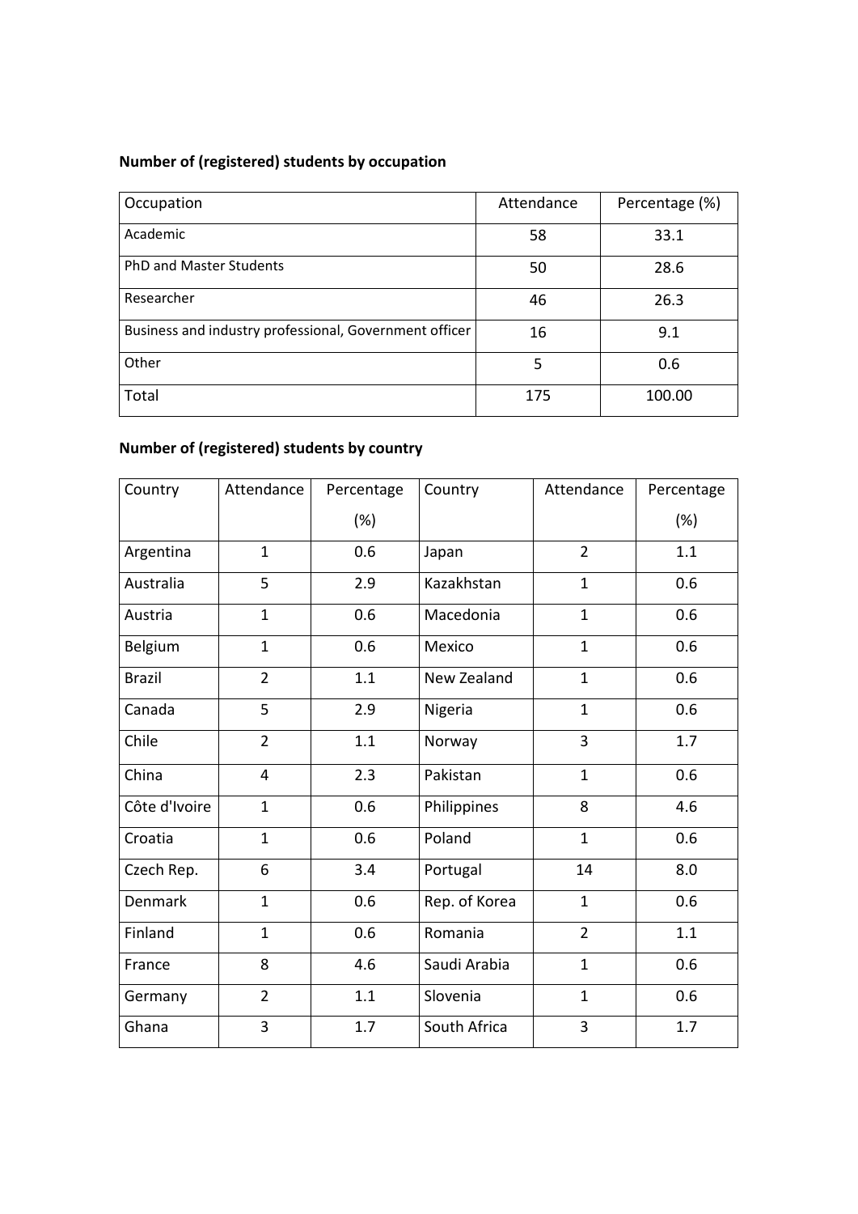**Number of (registered) students by occupation**

| Occupation | Attendance | Percentage (%) |
|---|---|---|
| Academic | 58 | 33.1 |
| PhD and Master Students | 50 | 28.6 |
| Researcher | 46 | 26.3 |
| Business and industry professional, Government officer | 16 | 9.1 |
| Other | 5 | 0.6 |
| Total | 175 | 100.00 |

**Number of (registered) students by country**

| Country | Attendance | Percentage (%) | Country | Attendance | Percentage (%) |
|---|---|---|---|---|---|
| Argentina | 1 | 0.6 | Japan | 2 | 1.1 |
| Australia | 5 | 2.9 | Kazakhstan | 1 | 0.6 |
| Austria | 1 | 0.6 | Macedonia | 1 | 0.6 |
| Belgium | 1 | 0.6 | Mexico | 1 | 0.6 |
| Brazil | 2 | 1.1 | New Zealand | 1 | 0.6 |
| Canada | 5 | 2.9 | Nigeria | 1 | 0.6 |
| Chile | 2 | 1.1 | Norway | 3 | 1.7 |
| China | 4 | 2.3 | Pakistan | 1 | 0.6 |
| Côte d'Ivoire | 1 | 0.6 | Philippines | 8 | 4.6 |
| Croatia | 1 | 0.6 | Poland | 1 | 0.6 |
| Czech Rep. | 6 | 3.4 | Portugal | 14 | 8.0 |
| Denmark | 1 | 0.6 | Rep. of Korea | 1 | 0.6 |
| Finland | 1 | 0.6 | Romania | 2 | 1.1 |
| France | 8 | 4.6 | Saudi Arabia | 1 | 0.6 |
| Germany | 2 | 1.1 | Slovenia | 1 | 0.6 |
| Ghana | 3 | 1.7 | South Africa | 3 | 1.7 |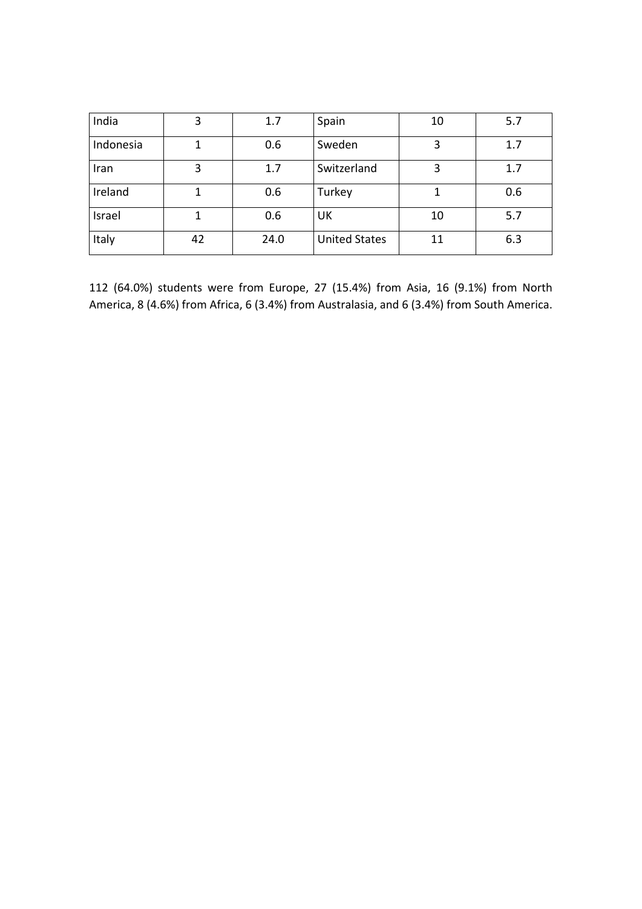| India | 3 | 1.7 | Spain | 10 | 5.7 |
|---|---|---|---|---|---|
| Indonesia | 1 | 0.6 | Sweden | 3 | 1.7 |
| Iran | 3 | 1.7 | Switzerland | 3 | 1.7 |
| Ireland | 1 | 0.6 | Turkey | 1 | 0.6 |
| Israel | 1 | 0.6 | UK | 10 | 5.7 |
| Italy | 42 | 24.0 | United States | 11 | 6.3 |

112 (64.0%) students were from Europe, 27 (15.4%) from Asia, 16 (9.1%) from North America, 8 (4.6%) from Africa, 6 (3.4%) from Australasia, and 6 (3.4%) from South America.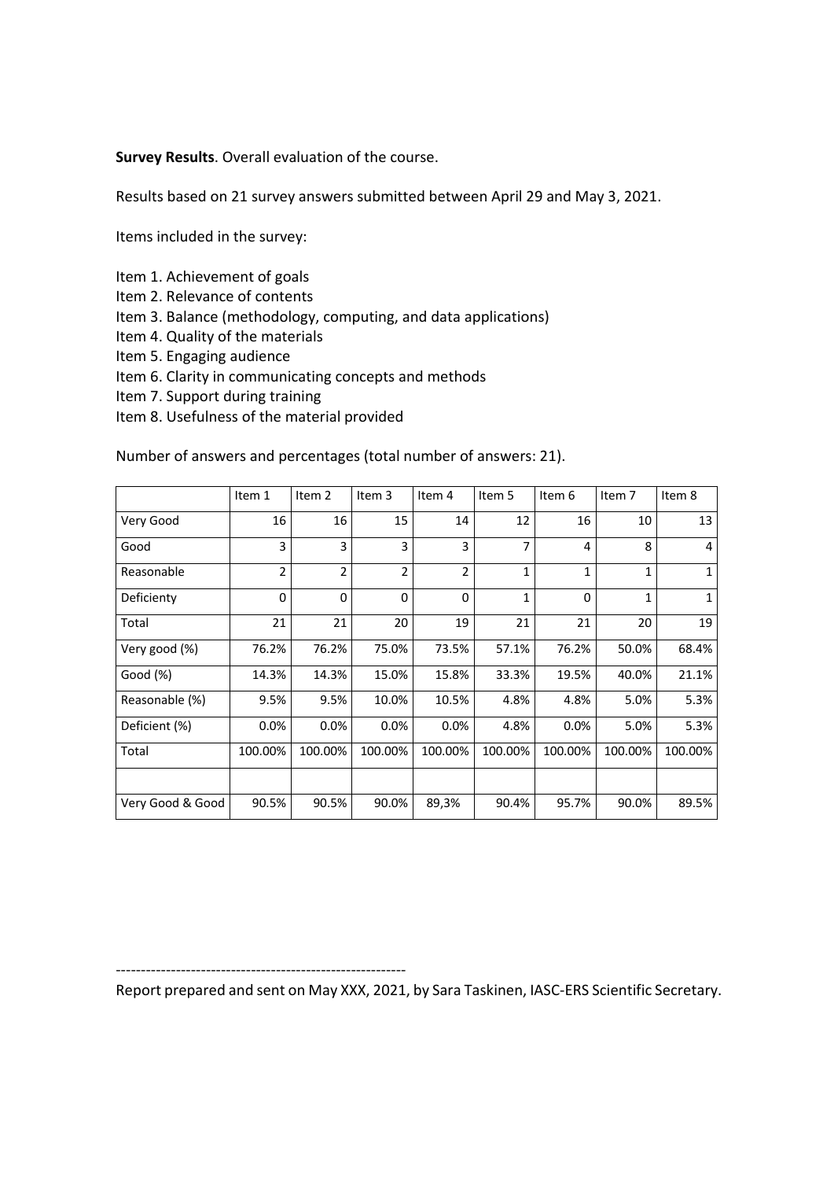**Survey Results**. Overall evaluation of the course.

Results based on 21 survey answers submitted between April 29 and May 3, 2021.

Items included in the survey:

Item 1. Achievement of goals
Item 2. Relevance of contents
Item 3. Balance (methodology, computing, and data applications)
Item 4. Quality of the materials
Item 5. Engaging audience
Item 6. Clarity in communicating concepts and methods
Item 7. Support during training
Item 8. Usefulness of the material provided

Number of answers and percentages (total number of answers: 21).

| | Item 1 | Item 2 | Item 3 | Item 4 | Item 5 | Item 6 | Item 7 | Item 8 |
|---|---|---|---|---|---|---|---|---|
| Very Good | 16 | 16 | 15 | 14 | 12 | 16 | 10 | 13 |
| Good | 3 | 3 | 3 | 3 | 7 | 4 | 8 | 4 |
| Reasonable | 2 | 2 | 2 | 2 | 1 | 1 | 1 | 1 |
| Deficienty | 0 | 0 | 0 | 0 | 1 | 0 | 1 | 1 |
| Total | 21 | 21 | 20 | 19 | 21 | 21 | 20 | 19 |
| Very good (%) | 76.2% | 76.2% | 75.0% | 73.5% | 57.1% | 76.2% | 50.0% | 68.4% |
| Good (%) | 14.3% | 14.3% | 15.0% | 15.8% | 33.3% | 19.5% | 40.0% | 21.1% |
| Reasonable (%) | 9.5% | 9.5% | 10.0% | 10.5% | 4.8% | 4.8% | 5.0% | 5.3% |
| Deficient (%) | 0.0% | 0.0% | 0.0% | 0.0% | 4.8% | 0.0% | 5.0% | 5.3% |
| Total | 100.00% | 100.00% | 100.00% | 100.00% | 100.00% | 100.00% | 100.00% | 100.00% |
| | | | | | | | | |
| Very Good & Good | 90.5% | 90.5% | 90.0% | 89,3% | 90.4% | 95.7% | 90.0% | 89.5% |

----------------------------------------------------------

Report prepared and sent on May XXX, 2021, by Sara Taskinen, IASC-ERS Scientific Secretary.